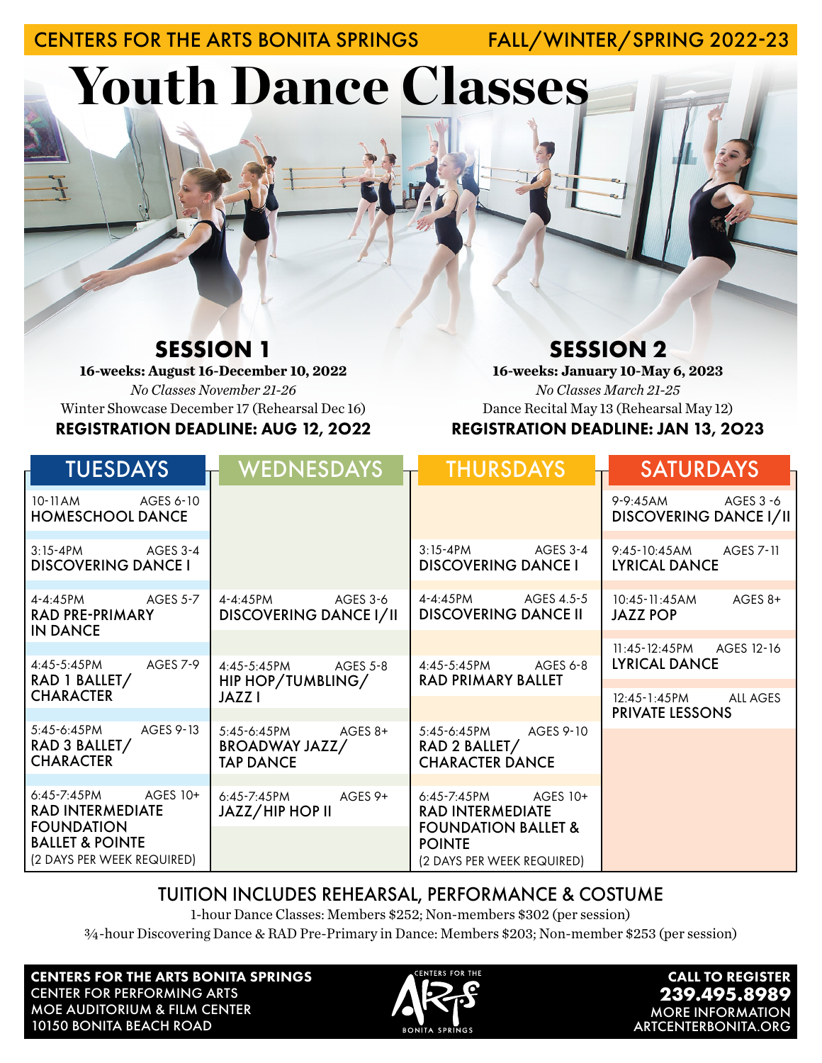CENTERS FOR THE ARTS BONITA SPRINGS — FALL/WINTER/SPRING 2022-23

# Youth Dance Classes

## SESSION 1

**16-weeks: August 16-December 10, 2022**

*No Classes November 21-26*

Winter Showcase December 17 (Rehearsal Dec 16)

**REGISTRATION DEADLINE: AUG 12, 2022**

## SESSION 2

**16-weeks: January 10-May 6, 2023**

*No Classes March 21-25*

Dance Recital May 13 (Rehearsal May 12)

**REGISTRATION DEADLINE: JAN 13, 2023**

| TUESDAYS | WEDNESDAYS | THURSDAYS | SATURDAYS |
|---|---|---|---|
| 10-11AM AGES 6-10<br>HOMESCHOOL DANCE | | | 9-9:45AM AGES 3-6<br>DISCOVERING DANCE I/II |
| 3:15-4PM AGES 3-4<br>DISCOVERING DANCE I | | 3:15-4PM AGES 3-4<br>DISCOVERING DANCE I | 9:45-10:45AM AGES 7-11<br>LYRICAL DANCE |
| 4-4:45PM AGES 5-7<br>RAD PRE-PRIMARY IN DANCE | 4-4:45PM AGES 3-6<br>DISCOVERING DANCE I/II | 4-4:45PM AGES 4.5-5<br>DISCOVERING DANCE II | 10:45-11:45AM AGES 8+<br>JAZZ POP |
| 4:45-5:45PM AGES 7-9<br>RAD 1 BALLET/ CHARACTER | 4:45-5:45PM AGES 5-8<br>HIP HOP/TUMBLING/ JAZZ I | 4:45-5:45PM AGES 6-8<br>RAD PRIMARY BALLET | 11:45-12:45PM AGES 12-16<br>LYRICAL DANCE<br><br>12:45-1:45PM ALL AGES<br>PRIVATE LESSONS |
| 5:45-6:45PM AGES 9-13<br>RAD 3 BALLET/ CHARACTER | 5:45-6:45PM AGES 8+<br>BROADWAY JAZZ/ TAP DANCE | 5:45-6:45PM AGES 9-10<br>RAD 2 BALLET/ CHARACTER DANCE | |
| 6:45-7:45PM AGES 10+<br>RAD INTERMEDIATE FOUNDATION BALLET & POINTE<br>(2 DAYS PER WEEK REQUIRED) | 6:45-7:45PM AGES 9+<br>JAZZ/HIP HOP II | 6:45-7:45PM AGES 10+<br>RAD INTERMEDIATE FOUNDATION BALLET & POINTE<br>(2 DAYS PER WEEK REQUIRED) | |

## TUITION INCLUDES REHEARSAL, PERFORMANCE & COSTUME

1-hour Dance Classes: Members $252; Non-members $302 (per session)

¾-hour Discovering Dance & RAD Pre-Primary in Dance: Members $203; Non-member $253 (per session)

**CENTERS FOR THE ARTS BONITA SPRINGS**
CENTER FOR PERFORMING ARTS
MOE AUDITORIUM & FILM CENTER
10150 BONITA BEACH ROAD

CENTERS FOR THE ARTS BONITA SPRINGS

**CALL TO REGISTER**
**239.495.8989**
MORE INFORMATION
ARTCENTERBONITA.ORG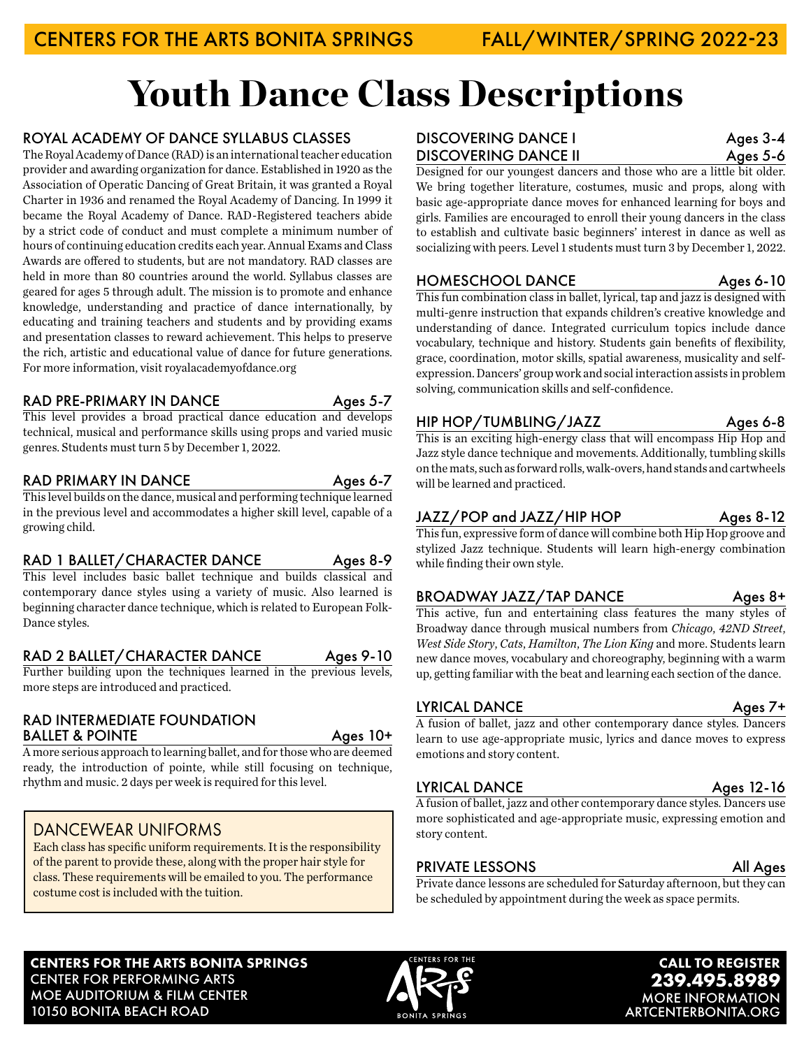CENTERS FOR THE ARTS BONITA SPRINGS FALL/WINTER/SPRING 2022-23

# Youth Dance Class Descriptions

## ROYAL ACADEMY OF DANCE SYLLABUS CLASSES

The Royal Academy of Dance (RAD) is an international teacher education provider and awarding organization for dance. Established in 1920 as the Association of Operatic Dancing of Great Britain, it was granted a Royal Charter in 1936 and renamed the Royal Academy of Dancing. In 1999 it became the Royal Academy of Dance. RAD-Registered teachers abide by a strict code of conduct and must complete a minimum number of hours of continuing education credits each year. Annual Exams and Class Awards are offered to students, but are not mandatory. RAD classes are held in more than 80 countries around the world. Syllabus classes are geared for ages 5 through adult. The mission is to promote and enhance knowledge, understanding and practice of dance internationally, by educating and training teachers and students and by providing exams and presentation classes to reward achievement. This helps to preserve the rich, artistic and educational value of dance for future generations. For more information, visit royalacademyofdance.org

### RAD PRE-PRIMARY IN DANCE — Ages 5-7

This level provides a broad practical dance education and develops technical, musical and performance skills using props and varied music genres. Students must turn 5 by December 1, 2022.

### RAD PRIMARY IN DANCE — Ages 6-7

This level builds on the dance, musical and performing technique learned in the previous level and accommodates a higher skill level, capable of a growing child.

### RAD 1 BALLET/CHARACTER DANCE — Ages 8-9

This level includes basic ballet technique and builds classical and contemporary dance styles using a variety of music. Also learned is beginning character dance technique, which is related to European Folk-Dance styles.

### RAD 2 BALLET/CHARACTER DANCE — Ages 9-10

Further building upon the techniques learned in the previous levels, more steps are introduced and practiced.

### RAD INTERMEDIATE FOUNDATION BALLET & POINTE — Ages 10+

A more serious approach to learning ballet, and for those who are deemed ready, the introduction of pointe, while still focusing on technique, rhythm and music. 2 days per week is required for this level.

## DANCEWEAR UNIFORMS

Each class has specific uniform requirements. It is the responsibility of the parent to provide these, along with the proper hair style for class. These requirements will be emailed to you. The performance costume cost is included with the tuition.

### DISCOVERING DANCE I — Ages 3-4
### DISCOVERING DANCE II — Ages 5-6

Designed for our youngest dancers and those who are a little bit older. We bring together literature, costumes, music and props, along with basic age-appropriate dance moves for enhanced learning for boys and girls. Families are encouraged to enroll their young dancers in the class to establish and cultivate basic beginners' interest in dance as well as socializing with peers. Level 1 students must turn 3 by December 1, 2022.

### HOMESCHOOL DANCE — Ages 6-10

This fun combination class in ballet, lyrical, tap and jazz is designed with multi-genre instruction that expands children's creative knowledge and understanding of dance. Integrated curriculum topics include dance vocabulary, technique and history. Students gain benefits of flexibility, grace, coordination, motor skills, spatial awareness, musicality and self-expression. Dancers' group work and social interaction assists in problem solving, communication skills and self-confidence.

### HIP HOP/TUMBLING/JAZZ — Ages 6-8

This is an exciting high-energy class that will encompass Hip Hop and Jazz style dance technique and movements. Additionally, tumbling skills on the mats, such as forward rolls, walk-overs, hand stands and cartwheels will be learned and practiced.

### JAZZ/POP and JAZZ/HIP HOP — Ages 8-12

This fun, expressive form of dance will combine both Hip Hop groove and stylized Jazz technique. Students will learn high-energy combination while finding their own style.

### BROADWAY JAZZ/TAP DANCE — Ages 8+

This active, fun and entertaining class features the many styles of Broadway dance through musical numbers from *Chicago*, *42ND Street*, *West Side Story*, *Cats*, *Hamilton*, *The Lion King* and more. Students learn new dance moves, vocabulary and choreography, beginning with a warm up, getting familiar with the beat and learning each section of the dance.

### LYRICAL DANCE — Ages 7+

A fusion of ballet, jazz and other contemporary dance styles. Dancers learn to use age-appropriate music, lyrics and dance moves to express emotions and story content.

### LYRICAL DANCE — Ages 12-16

A fusion of ballet, jazz and other contemporary dance styles. Dancers use more sophisticated and age-appropriate music, expressing emotion and story content.

### PRIVATE LESSONS — All Ages

Private dance lessons are scheduled for Saturday afternoon, but they can be scheduled by appointment during the week as space permits.

**CENTERS FOR THE ARTS BONITA SPRINGS**
CENTER FOR PERFORMING ARTS
MOE AUDITORIUM & FILM CENTER
10150 BONITA BEACH ROAD

**CALL TO REGISTER**
**239.495.8989**
MORE INFORMATION
ARTCENTERBONITA.ORG